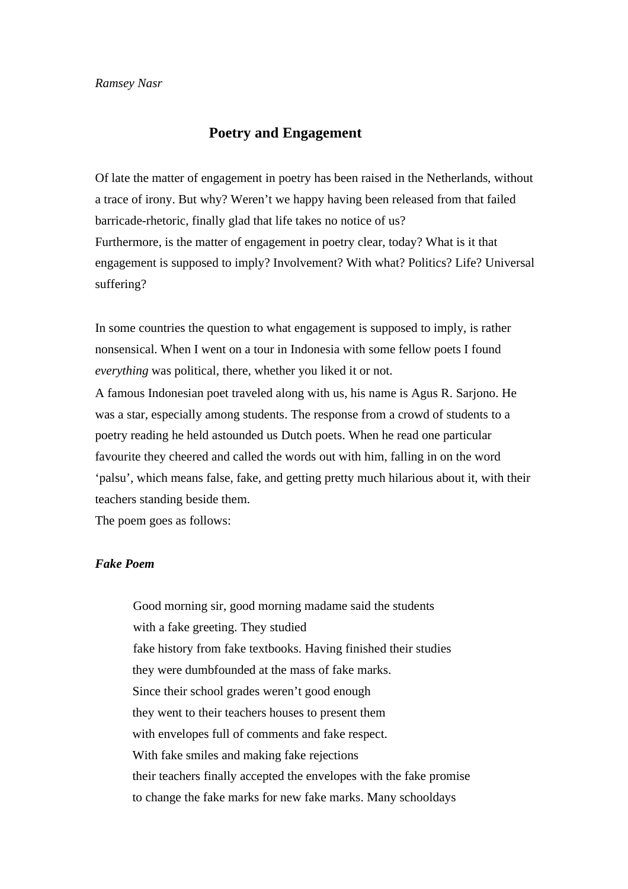*Ramsey Nasr*

# Poetry and Engagement

Of late the matter of engagement in poetry has been raised in the Netherlands, without a trace of irony. But why? Weren't we happy having been released from that failed barricade-rhetoric, finally glad that life takes no notice of us?
Furthermore, is the matter of engagement in poetry clear, today? What is it that engagement is supposed to imply? Involvement? With what? Politics? Life? Universal suffering?

In some countries the question to what engagement is supposed to imply, is rather nonsensical. When I went on a tour in Indonesia with some fellow poets I found *everything* was political, there, whether you liked it or not.
A famous Indonesian poet traveled along with us, his name is Agus R. Sarjono. He was a star, especially among students. The response from a crowd of students to a poetry reading he held astounded us Dutch poets. When he read one particular favourite they cheered and called the words out with him, falling in on the word 'palsu', which means false, fake, and getting pretty much hilarious about it, with their teachers standing beside them.
The poem goes as follows:

***Fake Poem***

> Good morning sir, good morning madame said the students
> with a fake greeting. They studied
> fake history from fake textbooks. Having finished their studies
> they were dumbfounded at the mass of fake marks.
> Since their school grades weren't good enough
> they went to their teachers houses to present them
> with envelopes full of comments and fake respect.
> With fake smiles and making fake rejections
> their teachers finally accepted the envelopes with the fake promise
> to change the fake marks for new fake marks. Many schooldays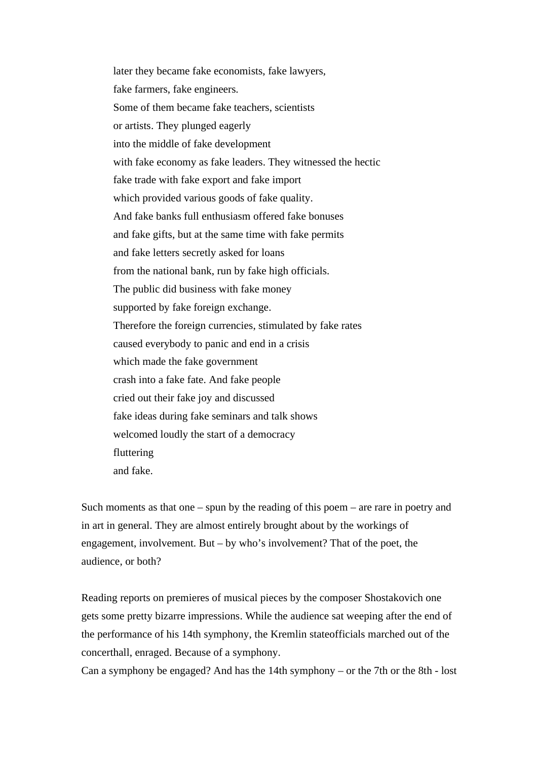later they became fake economists, fake lawyers,  
fake farmers, fake engineers.  
Some of them became fake teachers, scientists  
or artists. They plunged eagerly  
into the middle of fake development  
with fake economy as fake leaders. They witnessed the hectic  
fake trade with fake export and fake import  
which provided various goods of fake quality.  
And fake banks full enthusiasm offered fake bonuses  
and fake gifts, but at the same time with fake permits  
and fake letters secretly asked for loans  
from the national bank, run by fake high officials.  
The public did business with fake money  
supported by fake foreign exchange.  
Therefore the foreign currencies, stimulated by fake rates  
caused everybody to panic and end in a crisis  
which made the fake government  
crash into a fake fate. And fake people  
cried out their fake joy and discussed  
fake ideas during fake seminars and talk shows  
welcomed loudly the start of a democracy  
fluttering  
and fake.

Such moments as that one – spun by the reading of this poem – are rare in poetry and in art in general. They are almost entirely brought about by the workings of engagement, involvement. But – by who's involvement? That of the poet, the audience, or both?

Reading reports on premieres of musical pieces by the composer Shostakovich one gets some pretty bizarre impressions. While the audience sat weeping after the end of the performance of his 14th symphony, the Kremlin stateofficials marched out of the concerthall, enraged. Because of a symphony.
Can a symphony be engaged? And has the 14th symphony – or the 7th or the 8th - lost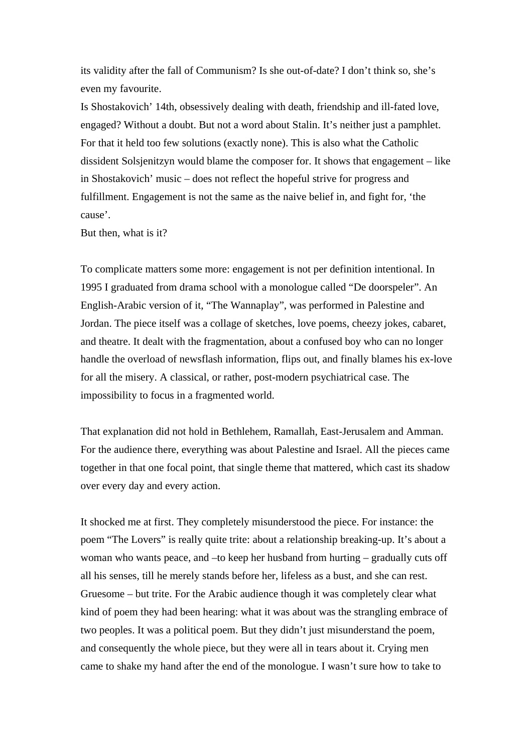its validity after the fall of Communism? Is she out-of-date? I don't think so, she's even my favourite.
Is Shostakovich' 14th, obsessively dealing with death, friendship and ill-fated love, engaged? Without a doubt. But not a word about Stalin. It's neither just a pamphlet. For that it held too few solutions (exactly none). This is also what the Catholic dissident Solsjenitzyn would blame the composer for. It shows that engagement – like in Shostakovich' music – does not reflect the hopeful strive for progress and fulfillment. Engagement is not the same as the naive belief in, and fight for, 'the cause'.
But then, what is it?

To complicate matters some more: engagement is not per definition intentional. In 1995 I graduated from drama school with a monologue called "De doorspeler". An English-Arabic version of it, "The Wannaplay", was performed in Palestine and Jordan. The piece itself was a collage of sketches, love poems, cheezy jokes, cabaret, and theatre. It dealt with the fragmentation, about a confused boy who can no longer handle the overload of newsflash information, flips out, and finally blames his ex-love for all the misery. A classical, or rather, post-modern psychiatrical case. The impossibility to focus in a fragmented world.

That explanation did not hold in Bethlehem, Ramallah, East-Jerusalem and Amman. For the audience there, everything was about Palestine and Israel. All the pieces came together in that one focal point, that single theme that mattered, which cast its shadow over every day and every action.

It shocked me at first. They completely misunderstood the piece. For instance: the poem "The Lovers" is really quite trite: about a relationship breaking-up. It's about a woman who wants peace, and –to keep her husband from hurting – gradually cuts off all his senses, till he merely stands before her, lifeless as a bust, and she can rest. Gruesome – but trite. For the Arabic audience though it was completely clear what kind of poem they had been hearing: what it was about was the strangling embrace of two peoples. It was a political poem. But they didn't just misunderstand the poem, and consequently the whole piece, but they were all in tears about it. Crying men came to shake my hand after the end of the monologue. I wasn't sure how to take to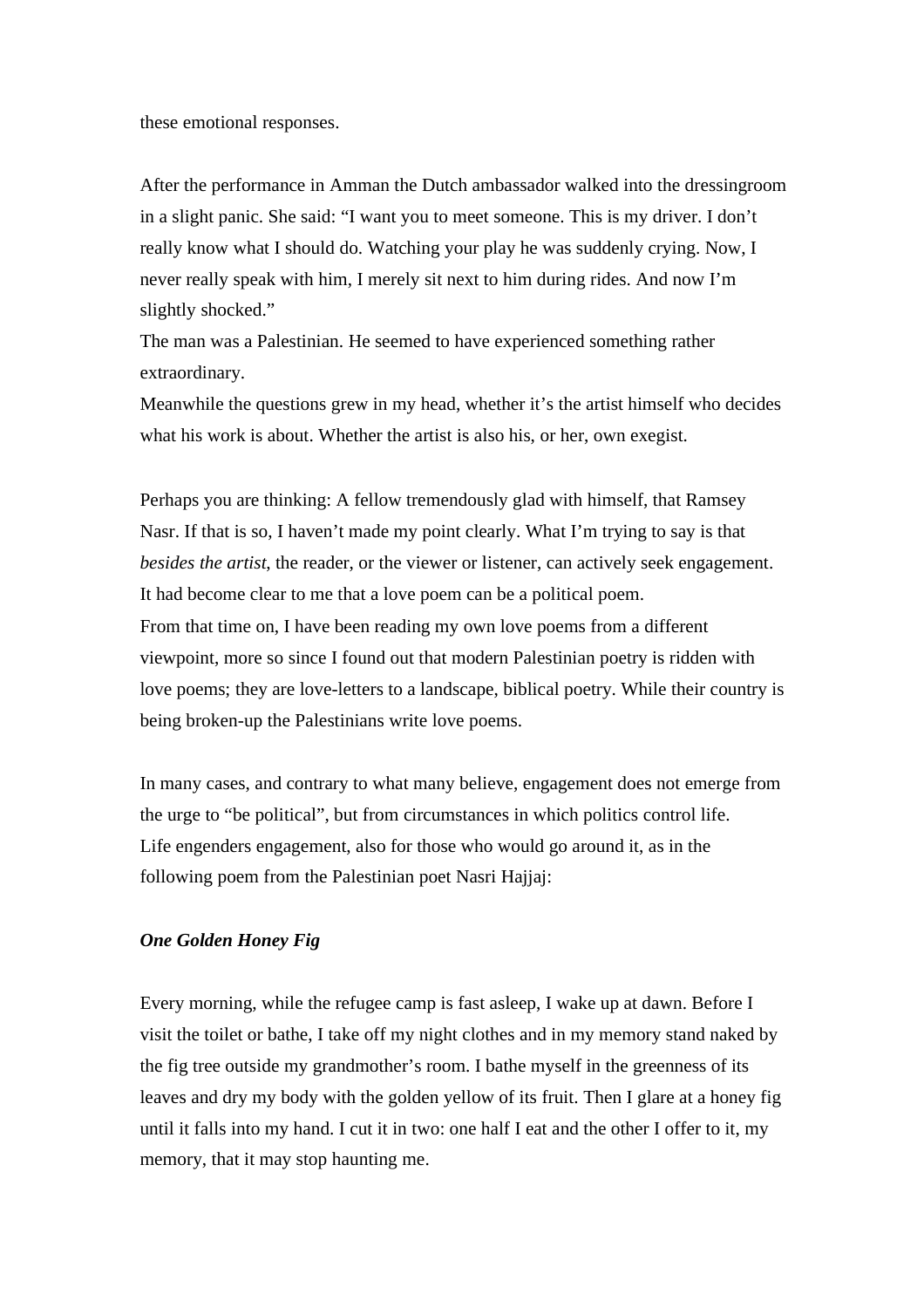these emotional responses.

After the performance in Amman the Dutch ambassador walked into the dressingroom in a slight panic. She said: “I want you to meet someone. This is my driver. I don’t really know what I should do. Watching your play he was suddenly crying. Now, I never really speak with him, I merely sit next to him during rides. And now I’m slightly shocked.”
The man was a Palestinian. He seemed to have experienced something rather extraordinary.
Meanwhile the questions grew in my head, whether it’s the artist himself who decides what his work is about. Whether the artist is also his, or her, own exegist.

Perhaps you are thinking: A fellow tremendously glad with himself, that Ramsey Nasr. If that is so, I haven’t made my point clearly. What I’m trying to say is that *besides the artist*, the reader, or the viewer or listener, can actively seek engagement. It had become clear to me that a love poem can be a political poem.
From that time on, I have been reading my own love poems from a different viewpoint, more so since I found out that modern Palestinian poetry is ridden with love poems; they are love-letters to a landscape, biblical poetry. While their country is being broken-up the Palestinians write love poems.

In many cases, and contrary to what many believe, engagement does not emerge from the urge to “be political”, but from circumstances in which politics control life.
Life engenders engagement, also for those who would go around it, as in the following poem from the Palestinian poet Nasri Hajjaj:

***One Golden Honey Fig***

Every morning, while the refugee camp is fast asleep, I wake up at dawn. Before I visit the toilet or bathe, I take off my night clothes and in my memory stand naked by the fig tree outside my grandmother’s room. I bathe myself in the greenness of its leaves and dry my body with the golden yellow of its fruit. Then I glare at a honey fig until it falls into my hand. I cut it in two: one half I eat and the other I offer to it, my memory, that it may stop haunting me.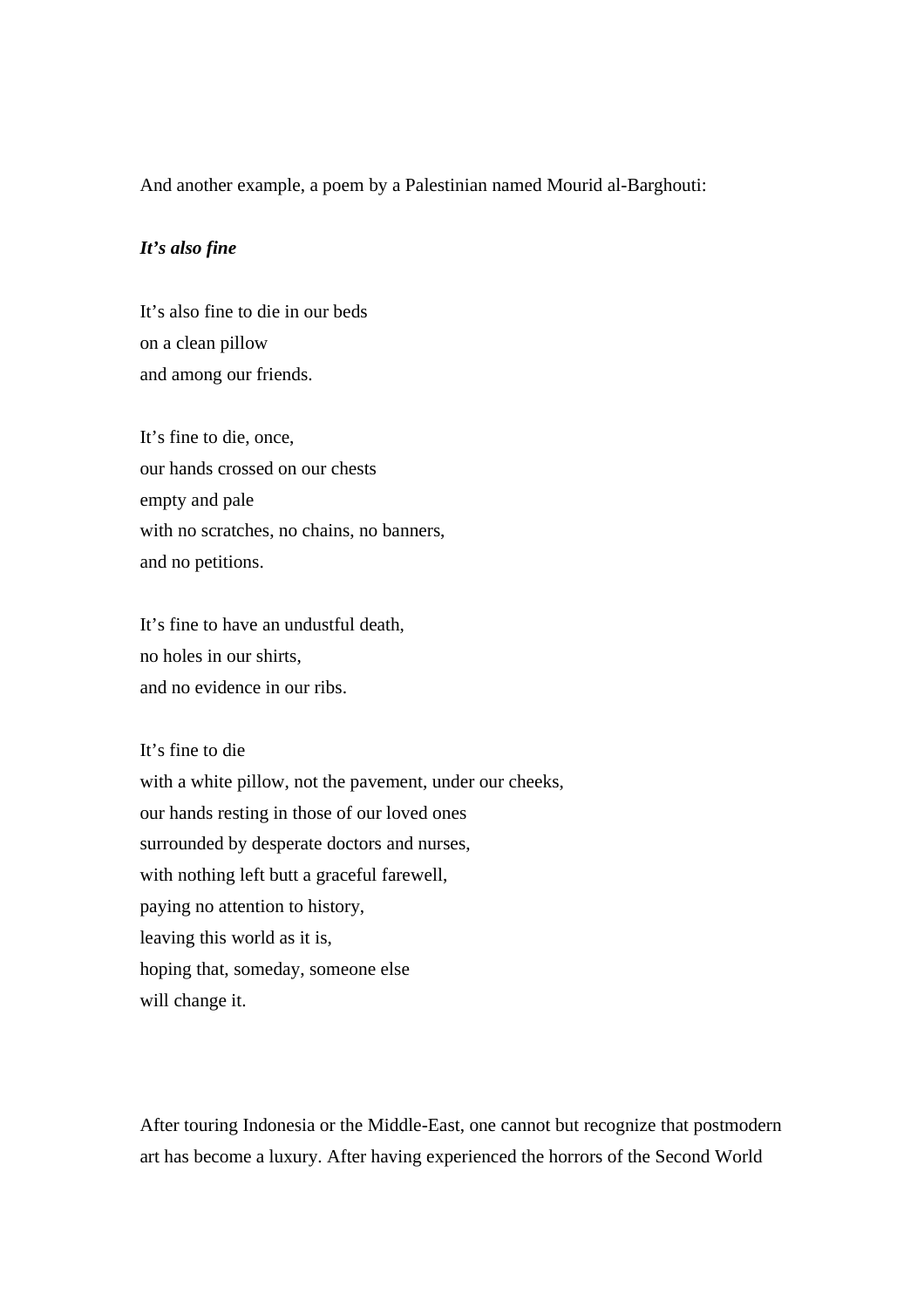And another example, a poem by a Palestinian named Mourid al-Barghouti:

***It's also fine***

It's also fine to die in our beds  
on a clean pillow  
and among our friends.

It's fine to die, once,  
our hands crossed on our chests  
empty and pale  
with no scratches, no chains, no banners,  
and no petitions.

It's fine to have an undustful death,  
no holes in our shirts,  
and no evidence in our ribs.

It's fine to die  
with a white pillow, not the pavement, under our cheeks,  
our hands resting in those of our loved ones  
surrounded by desperate doctors and nurses,  
with nothing left butt a graceful farewell,  
paying no attention to history,  
leaving this world as it is,  
hoping that, someday, someone else  
will change it.

After touring Indonesia or the Middle-East, one cannot but recognize that postmodern art has become a luxury. After having experienced the horrors of the Second World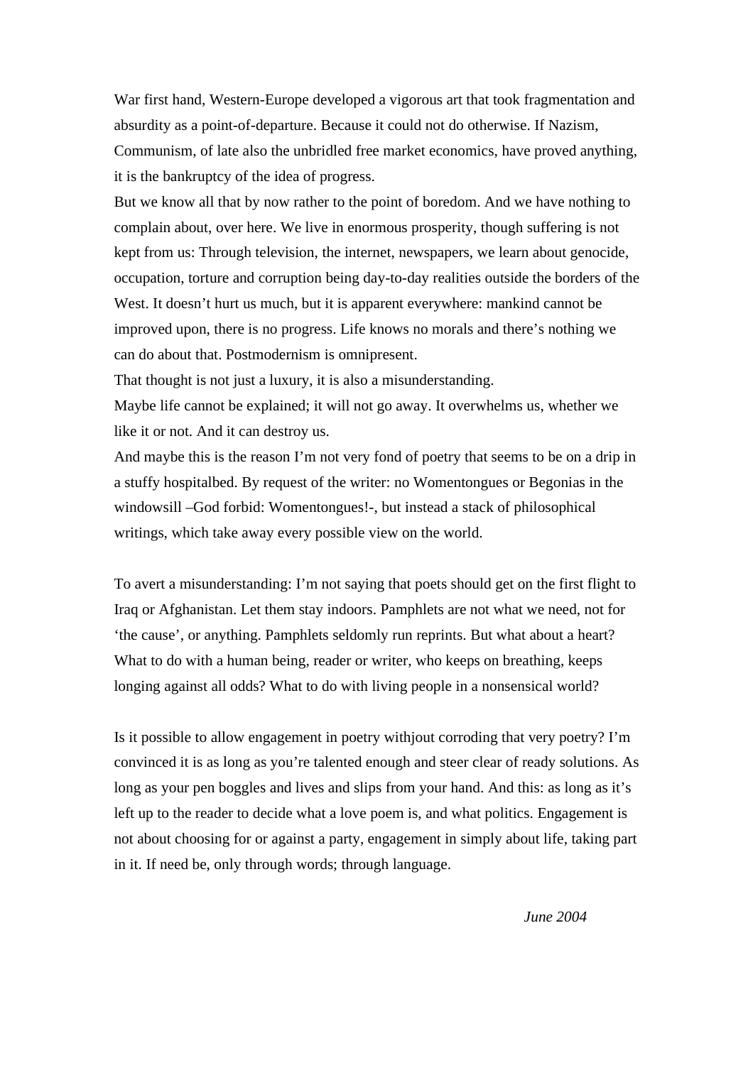War first hand, Western-Europe developed a vigorous art that took fragmentation and absurdity as a point-of-departure. Because it could not do otherwise. If Nazism, Communism, of late also the unbridled free market economics, have proved anything, it is the bankruptcy of the idea of progress.
But we know all that by now rather to the point of boredom. And we have nothing to complain about, over here. We live in enormous prosperity, though suffering is not kept from us: Through television, the internet, newspapers, we learn about genocide, occupation, torture and corruption being day-to-day realities outside the borders of the West. It doesn't hurt us much, but it is apparent everywhere: mankind cannot be improved upon, there is no progress. Life knows no morals and there's nothing we can do about that. Postmodernism is omnipresent.
That thought is not just a luxury, it is also a misunderstanding.
Maybe life cannot be explained; it will not go away. It overwhelms us, whether we like it or not. And it can destroy us.
And maybe this is the reason I'm not very fond of poetry that seems to be on a drip in a stuffy hospitalbed. By request of the writer: no Womentongues or Begonias in the windowsill –God forbid: Womentongues!-, but instead a stack of philosophical writings, which take away every possible view on the world.

To avert a misunderstanding: I'm not saying that poets should get on the first flight to Iraq or Afghanistan. Let them stay indoors. Pamphlets are not what we need, not for 'the cause', or anything. Pamphlets seldomly run reprints. But what about a heart? What to do with a human being, reader or writer, who keeps on breathing, keeps longing against all odds? What to do with living people in a nonsensical world?

Is it possible to allow engagement in poetry withjout corroding that very poetry? I'm convinced it is as long as you're talented enough and steer clear of ready solutions. As long as your pen boggles and lives and slips from your hand. And this: as long as it's left up to the reader to decide what a love poem is, and what politics. Engagement is not about choosing for or against a party, engagement in simply about life, taking part in it. If need be, only through words; through language.

*June 2004*